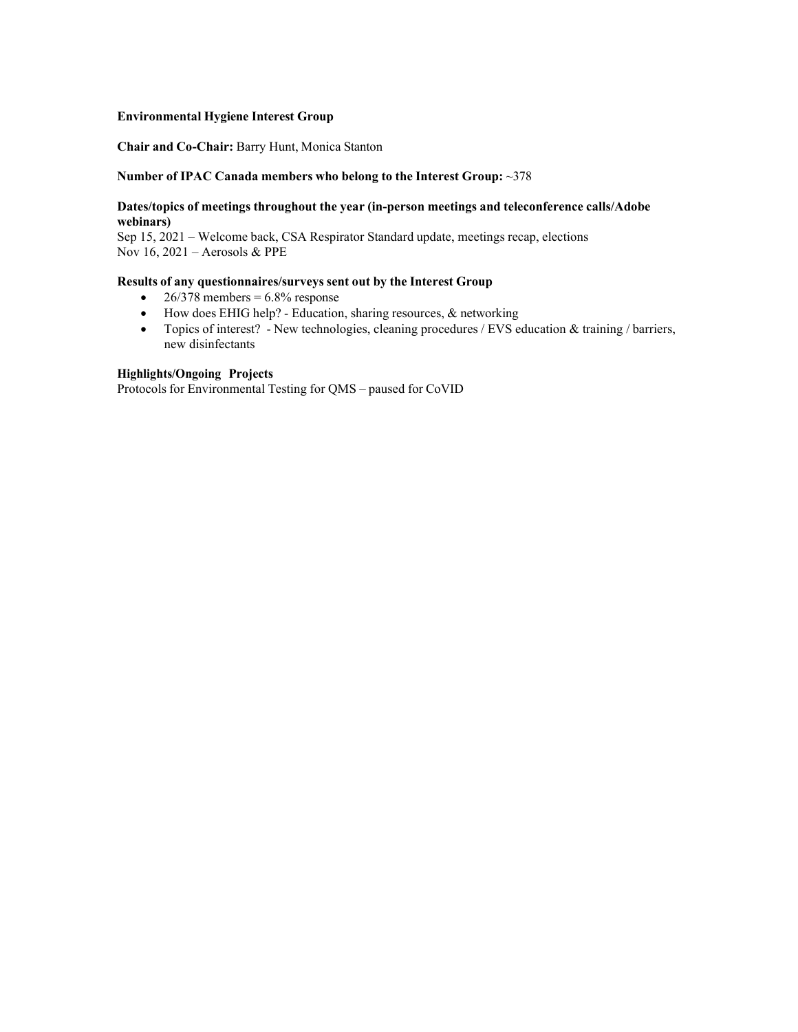**Environmental Hygiene Interest Group**

**Chair and Co-Chair:** Barry Hunt, Monica Stanton

**Number of IPAC Canada members who belong to the Interest Group:** ~378

**Dates/topics of meetings throughout the year (in-person meetings and teleconference calls/Adobe webinars)**

Sep 15, 2021 – Welcome back, CSA Respirator Standard update, meetings recap, elections
Nov 16, 2021 – Aerosols & PPE

**Results of any questionnaires/surveys sent out by the Interest Group**

- 26/378 members = 6.8% response
- How does EHIG help? - Education, sharing resources, & networking
- Topics of interest? - New technologies, cleaning procedures / EVS education & training / barriers, new disinfectants

**Highlights/Ongoing Projects**

Protocols for Environmental Testing for QMS – paused for CoVID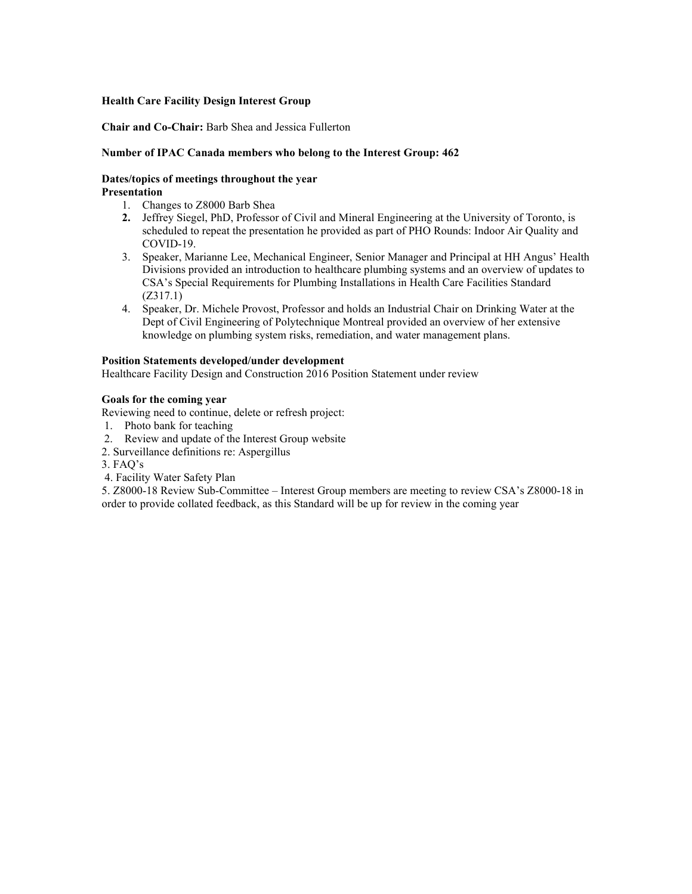**Health Care Facility Design Interest Group**

**Chair and Co-Chair:** Barb Shea and Jessica Fullerton

**Number of IPAC Canada members who belong to the Interest Group: 462**

**Dates/topics of meetings throughout the year**
**Presentation**

1. Changes to Z8000 Barb Shea
2. Jeffrey Siegel, PhD, Professor of Civil and Mineral Engineering at the University of Toronto, is scheduled to repeat the presentation he provided as part of PHO Rounds: Indoor Air Quality and COVID-19.
3. Speaker, Marianne Lee, Mechanical Engineer, Senior Manager and Principal at HH Angus' Health Divisions provided an introduction to healthcare plumbing systems and an overview of updates to CSA's Special Requirements for Plumbing Installations in Health Care Facilities Standard (Z317.1)
4. Speaker, Dr. Michele Provost, Professor and holds an Industrial Chair on Drinking Water at the Dept of Civil Engineering of Polytechnique Montreal provided an overview of her extensive knowledge on plumbing system risks, remediation, and water management plans.

**Position Statements developed/under development**
Healthcare Facility Design and Construction 2016 Position Statement under review

**Goals for the coming year**
Reviewing need to continue, delete or refresh project:

1. Photo bank for teaching
2. Review and update of the Interest Group website

2. Surveillance definitions re: Aspergillus
3. FAQ's
4. Facility Water Safety Plan
5. Z8000-18 Review Sub-Committee – Interest Group members are meeting to review CSA's Z8000-18 in order to provide collated feedback, as this Standard will be up for review in the coming year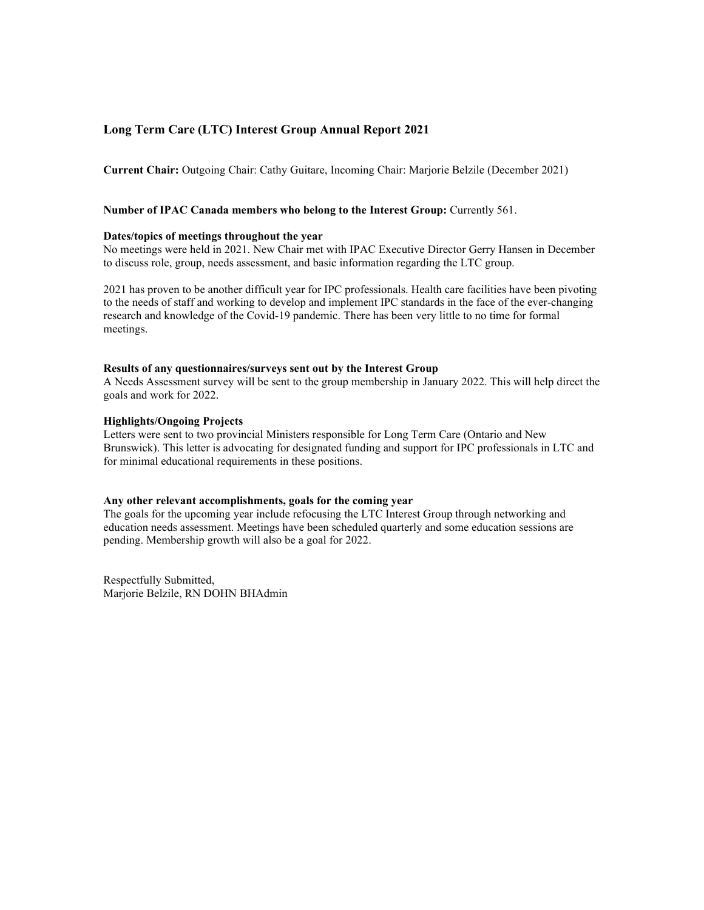## Long Term Care (LTC) Interest Group Annual Report 2021

**Current Chair:** Outgoing Chair: Cathy Guitare, Incoming Chair: Marjorie Belzile (December 2021)

**Number of IPAC Canada members who belong to the Interest Group:** Currently 561.

**Dates/topics of meetings throughout the year**
No meetings were held in 2021. New Chair met with IPAC Executive Director Gerry Hansen in December to discuss role, group, needs assessment, and basic information regarding the LTC group.

2021 has proven to be another difficult year for IPC professionals. Health care facilities have been pivoting to the needs of staff and working to develop and implement IPC standards in the face of the ever-changing research and knowledge of the Covid-19 pandemic. There has been very little to no time for formal meetings.

**Results of any questionnaires/surveys sent out by the Interest Group**
A Needs Assessment survey will be sent to the group membership in January 2022. This will help direct the goals and work for 2022.

**Highlights/Ongoing Projects**
Letters were sent to two provincial Ministers responsible for Long Term Care (Ontario and New Brunswick). This letter is advocating for designated funding and support for IPC professionals in LTC and for minimal educational requirements in these positions.

**Any other relevant accomplishments, goals for the coming year**
The goals for the upcoming year include refocusing the LTC Interest Group through networking and education needs assessment. Meetings have been scheduled quarterly and some education sessions are pending. Membership growth will also be a goal for 2022.

Respectfully Submitted,
Marjorie Belzile, RN DOHN BHAdmin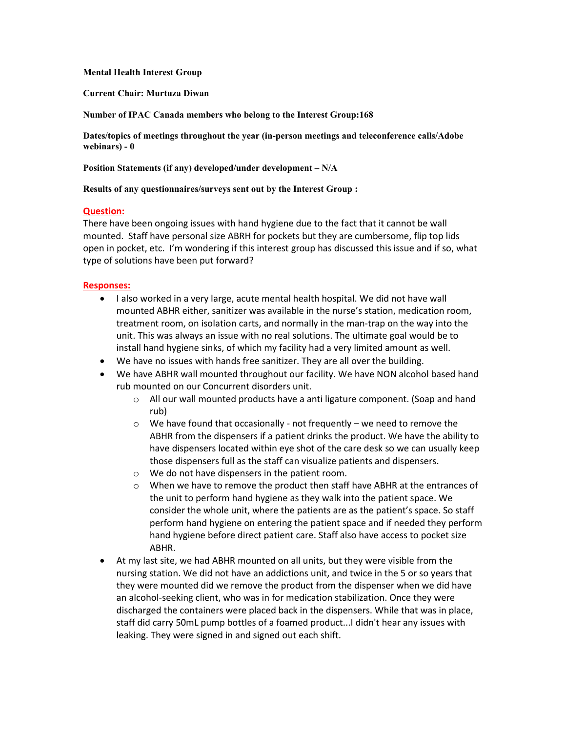**Mental Health Interest Group**

**Current Chair: Murtuza Diwan**

**Number of IPAC Canada members who belong to the Interest Group:168**

**Dates/topics of meetings throughout the year (in-person meetings and teleconference calls/Adobe webinars) - 0**

**Position Statements (if any) developed/under development – N/A**

**Results of any questionnaires/surveys sent out by the Interest Group :**

**Question:**

There have been ongoing issues with hand hygiene due to the fact that it cannot be wall mounted. Staff have personal size ABRH for pockets but they are cumbersome, flip top lids open in pocket, etc. I'm wondering if this interest group has discussed this issue and if so, what type of solutions have been put forward?

**Responses:**

- I also worked in a very large, acute mental health hospital. We did not have wall mounted ABHR either, sanitizer was available in the nurse's station, medication room, treatment room, on isolation carts, and normally in the man-trap on the way into the unit. This was always an issue with no real solutions. The ultimate goal would be to install hand hygiene sinks, of which my facility had a very limited amount as well.
- We have no issues with hands free sanitizer. They are all over the building.
- We have ABHR wall mounted throughout our facility. We have NON alcohol based hand rub mounted on our Concurrent disorders unit.
  - All our wall mounted products have a anti ligature component. (Soap and hand rub)
  - We have found that occasionally - not frequently – we need to remove the ABHR from the dispensers if a patient drinks the product. We have the ability to have dispensers located within eye shot of the care desk so we can usually keep those dispensers full as the staff can visualize patients and dispensers.
  - We do not have dispensers in the patient room.
  - When we have to remove the product then staff have ABHR at the entrances of the unit to perform hand hygiene as they walk into the patient space. We consider the whole unit, where the patients are as the patient's space. So staff perform hand hygiene on entering the patient space and if needed they perform hand hygiene before direct patient care. Staff also have access to pocket size ABHR.
- At my last site, we had ABHR mounted on all units, but they were visible from the nursing station. We did not have an addictions unit, and twice in the 5 or so years that they were mounted did we remove the product from the dispenser when we did have an alcohol-seeking client, who was in for medication stabilization. Once they were discharged the containers were placed back in the dispensers. While that was in place, staff did carry 50mL pump bottles of a foamed product...I didn't hear any issues with leaking. They were signed in and signed out each shift.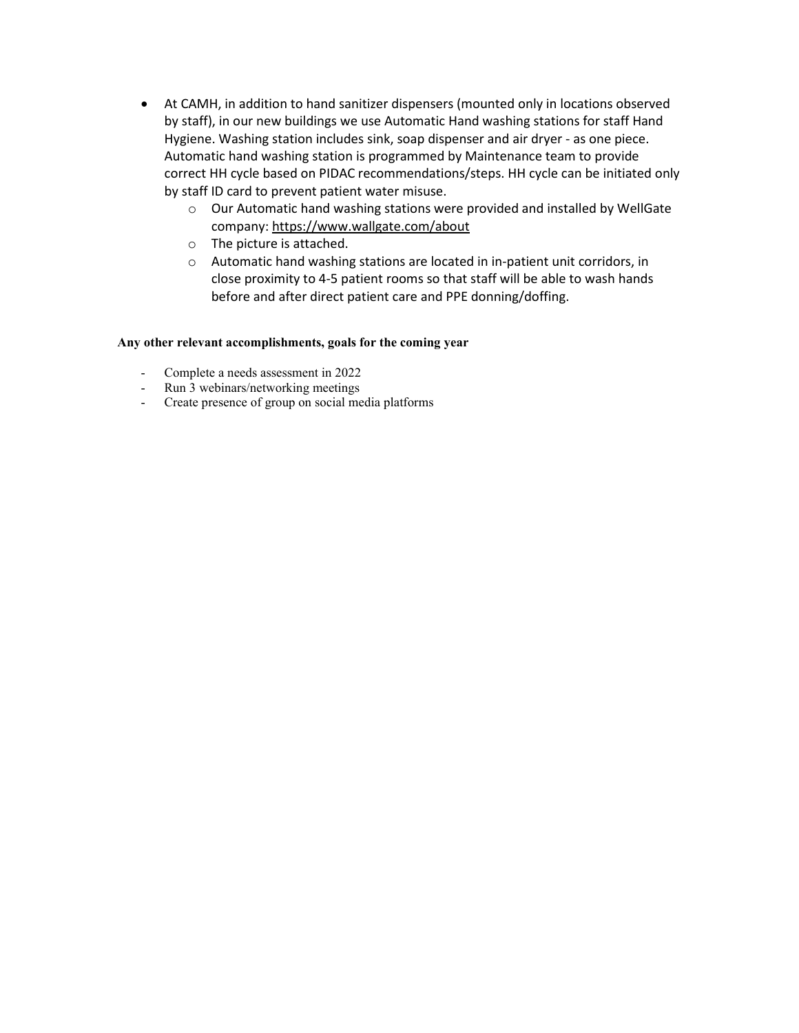- At CAMH, in addition to hand sanitizer dispensers (mounted only in locations observed by staff), in our new buildings we use Automatic Hand washing stations for staff Hand Hygiene. Washing station includes sink, soap dispenser and air dryer - as one piece. Automatic hand washing station is programmed by Maintenance team to provide correct HH cycle based on PIDAC recommendations/steps. HH cycle can be initiated only by staff ID card to prevent patient water misuse.
  - Our Automatic hand washing stations were provided and installed by WellGate company: https://www.wallgate.com/about
  - The picture is attached.
  - Automatic hand washing stations are located in in-patient unit corridors, in close proximity to 4-5 patient rooms so that staff will be able to wash hands before and after direct patient care and PPE donning/doffing.

**Any other relevant accomplishments, goals for the coming year**

- Complete a needs assessment in 2022
- Run 3 webinars/networking meetings
- Create presence of group on social media platforms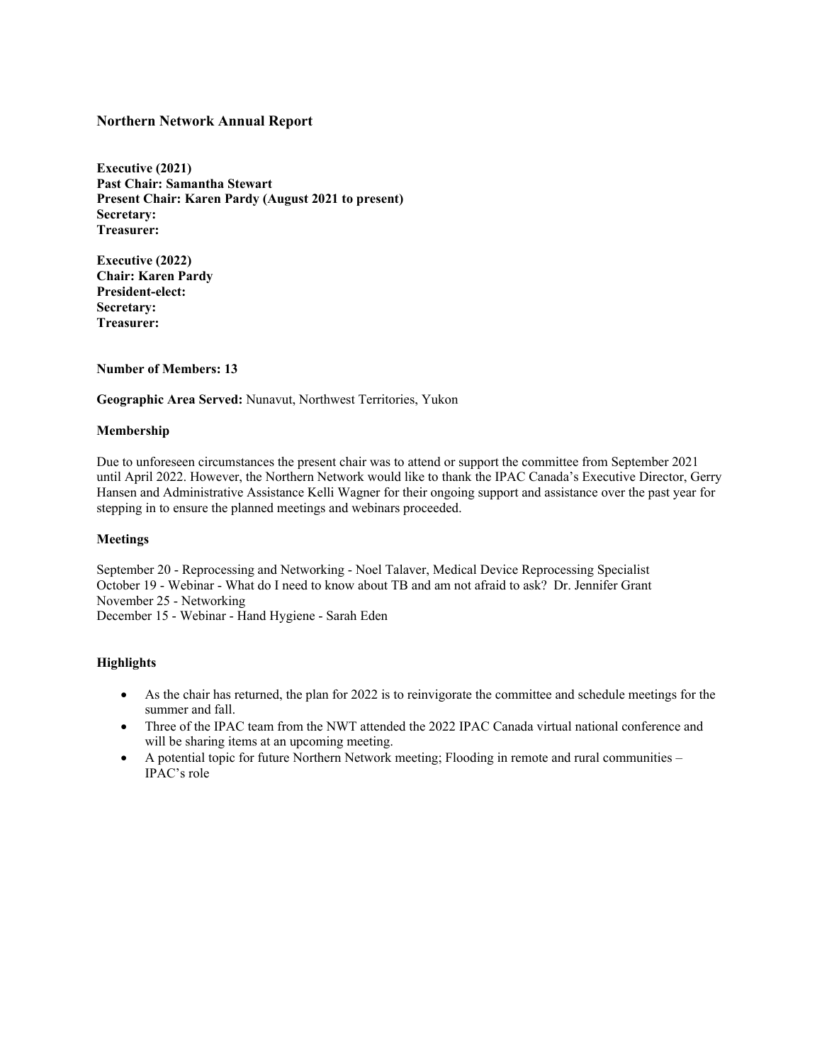## Northern Network Annual Report

**Executive (2021)**
**Past Chair: Samantha Stewart**
**Present Chair: Karen Pardy (August 2021 to present)**
**Secretary:**
**Treasurer:**

**Executive (2022)**
**Chair: Karen Pardy**
**President-elect:**
**Secretary:**
**Treasurer:**

**Number of Members: 13**

**Geographic Area Served:** Nunavut, Northwest Territories, Yukon

**Membership**

Due to unforeseen circumstances the present chair was to attend or support the committee from September 2021 until April 2022. However, the Northern Network would like to thank the IPAC Canada's Executive Director, Gerry Hansen and Administrative Assistance Kelli Wagner for their ongoing support and assistance over the past year for stepping in to ensure the planned meetings and webinars proceeded.

**Meetings**

September 20 - Reprocessing and Networking - Noel Talaver, Medical Device Reprocessing Specialist
October 19 - Webinar - What do I need to know about TB and am not afraid to ask? Dr. Jennifer Grant
November 25 - Networking
December 15 - Webinar - Hand Hygiene - Sarah Eden

**Highlights**

- As the chair has returned, the plan for 2022 is to reinvigorate the committee and schedule meetings for the summer and fall.
- Three of the IPAC team from the NWT attended the 2022 IPAC Canada virtual national conference and will be sharing items at an upcoming meeting.
- A potential topic for future Northern Network meeting; Flooding in remote and rural communities – IPAC's role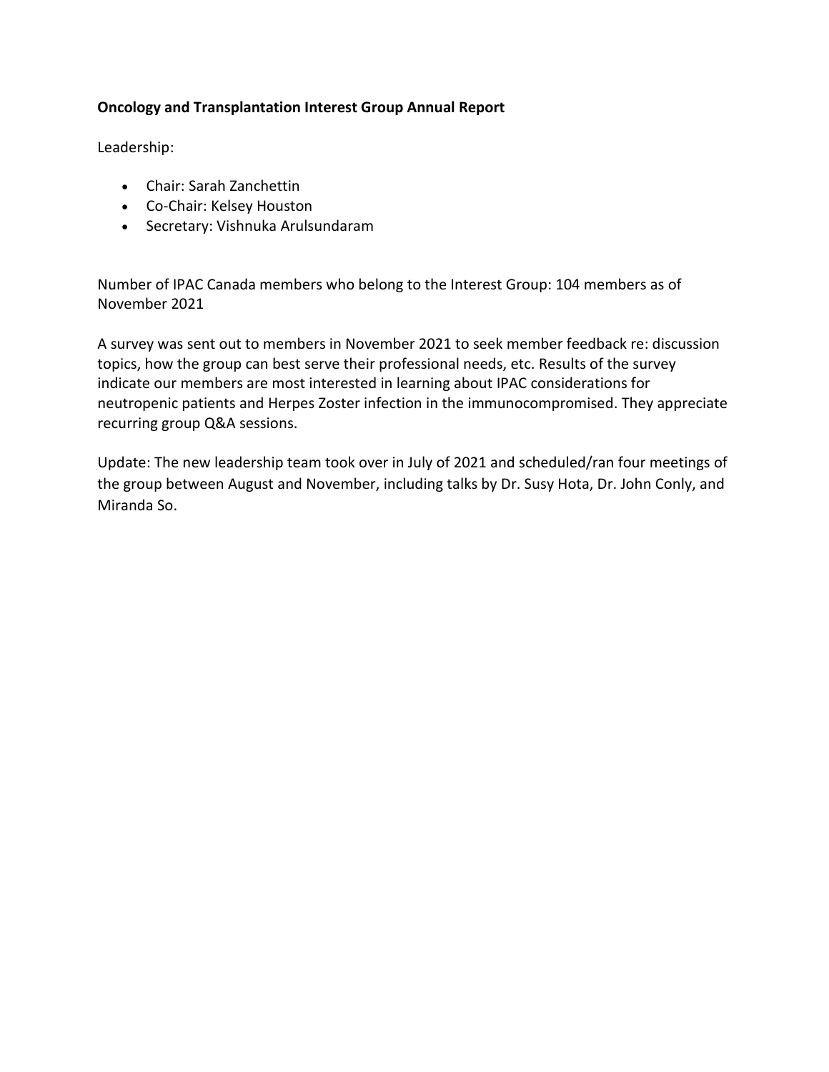**Oncology and Transplantation Interest Group Annual Report**

Leadership:

- Chair: Sarah Zanchettin
- Co-Chair: Kelsey Houston
- Secretary: Vishnuka Arulsundaram

Number of IPAC Canada members who belong to the Interest Group: 104 members as of November 2021

A survey was sent out to members in November 2021 to seek member feedback re: discussion topics, how the group can best serve their professional needs, etc. Results of the survey indicate our members are most interested in learning about IPAC considerations for neutropenic patients and Herpes Zoster infection in the immunocompromised. They appreciate recurring group Q&A sessions.

Update: The new leadership team took over in July of 2021 and scheduled/ran four meetings of the group between August and November, including talks by Dr. Susy Hota, Dr. John Conly, and Miranda So.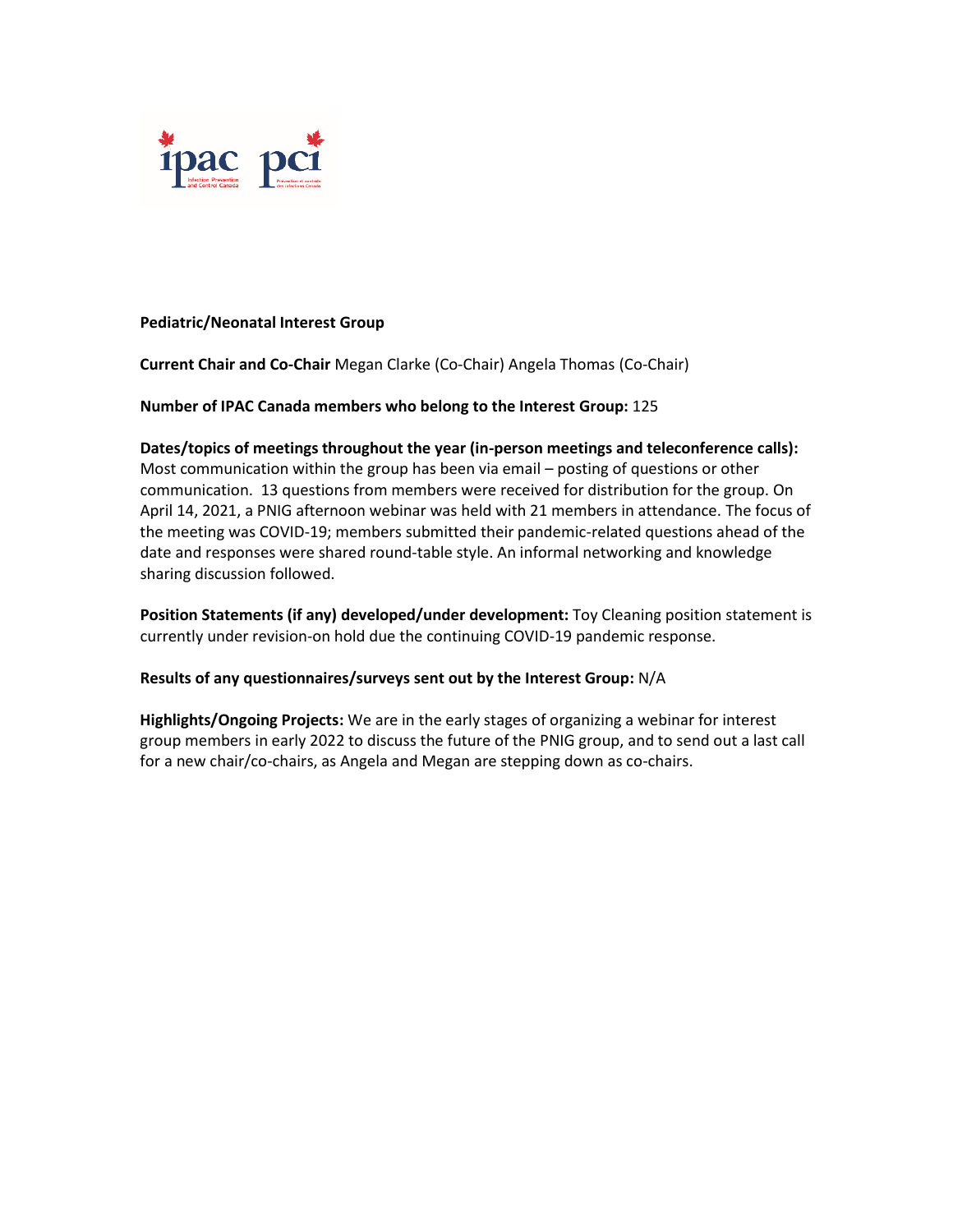**Pediatric/Neonatal Interest Group**

**Current Chair and Co-Chair** Megan Clarke (Co-Chair) Angela Thomas (Co-Chair)

**Number of IPAC Canada members who belong to the Interest Group:** 125

**Dates/topics of meetings throughout the year (in-person meetings and teleconference calls):** Most communication within the group has been via email – posting of questions or other communication. 13 questions from members were received for distribution for the group. On April 14, 2021, a PNIG afternoon webinar was held with 21 members in attendance. The focus of the meeting was COVID-19; members submitted their pandemic-related questions ahead of the date and responses were shared round-table style. An informal networking and knowledge sharing discussion followed.

**Position Statements (if any) developed/under development:** Toy Cleaning position statement is currently under revision-on hold due the continuing COVID-19 pandemic response.

**Results of any questionnaires/surveys sent out by the Interest Group:** N/A

**Highlights/Ongoing Projects:** We are in the early stages of organizing a webinar for interest group members in early 2022 to discuss the future of the PNIG group, and to send out a last call for a new chair/co-chairs, as Angela and Megan are stepping down as co-chairs.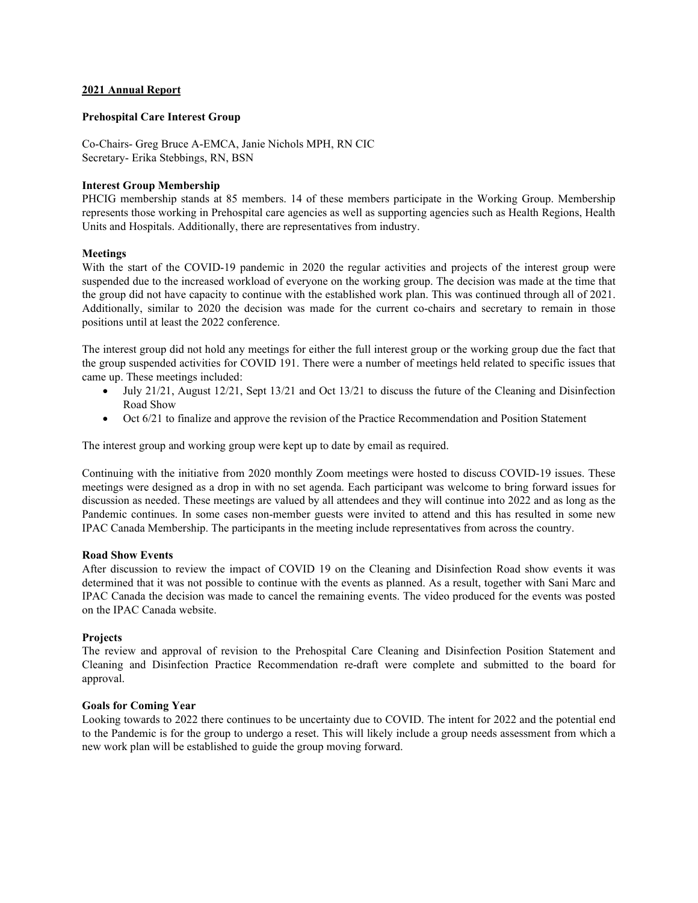## 2021 Annual Report

### Prehospital Care Interest Group

Co-Chairs- Greg Bruce A-EMCA, Janie Nichols MPH, RN CIC
Secretary- Erika Stebbings, RN, BSN

**Interest Group Membership**

PHCIG membership stands at 85 members. 14 of these members participate in the Working Group. Membership represents those working in Prehospital care agencies as well as supporting agencies such as Health Regions, Health Units and Hospitals. Additionally, there are representatives from industry.

**Meetings**

With the start of the COVID-19 pandemic in 2020 the regular activities and projects of the interest group were suspended due to the increased workload of everyone on the working group. The decision was made at the time that the group did not have capacity to continue with the established work plan. This was continued through all of 2021. Additionally, similar to 2020 the decision was made for the current co-chairs and secretary to remain in those positions until at least the 2022 conference.

The interest group did not hold any meetings for either the full interest group or the working group due the fact that the group suspended activities for COVID 191. There were a number of meetings held related to specific issues that came up. These meetings included:

- July 21/21, August 12/21, Sept 13/21 and Oct 13/21 to discuss the future of the Cleaning and Disinfection Road Show
- Oct 6/21 to finalize and approve the revision of the Practice Recommendation and Position Statement

The interest group and working group were kept up to date by email as required.

Continuing with the initiative from 2020 monthly Zoom meetings were hosted to discuss COVID-19 issues. These meetings were designed as a drop in with no set agenda. Each participant was welcome to bring forward issues for discussion as needed. These meetings are valued by all attendees and they will continue into 2022 and as long as the Pandemic continues. In some cases non-member guests were invited to attend and this has resulted in some new IPAC Canada Membership. The participants in the meeting include representatives from across the country.

**Road Show Events**

After discussion to review the impact of COVID 19 on the Cleaning and Disinfection Road show events it was determined that it was not possible to continue with the events as planned. As a result, together with Sani Marc and IPAC Canada the decision was made to cancel the remaining events. The video produced for the events was posted on the IPAC Canada website.

**Projects**

The review and approval of revision to the Prehospital Care Cleaning and Disinfection Position Statement and Cleaning and Disinfection Practice Recommendation re-draft were complete and submitted to the board for approval.

**Goals for Coming Year**

Looking towards to 2022 there continues to be uncertainty due to COVID. The intent for 2022 and the potential end to the Pandemic is for the group to undergo a reset. This will likely include a group needs assessment from which a new work plan will be established to guide the group moving forward.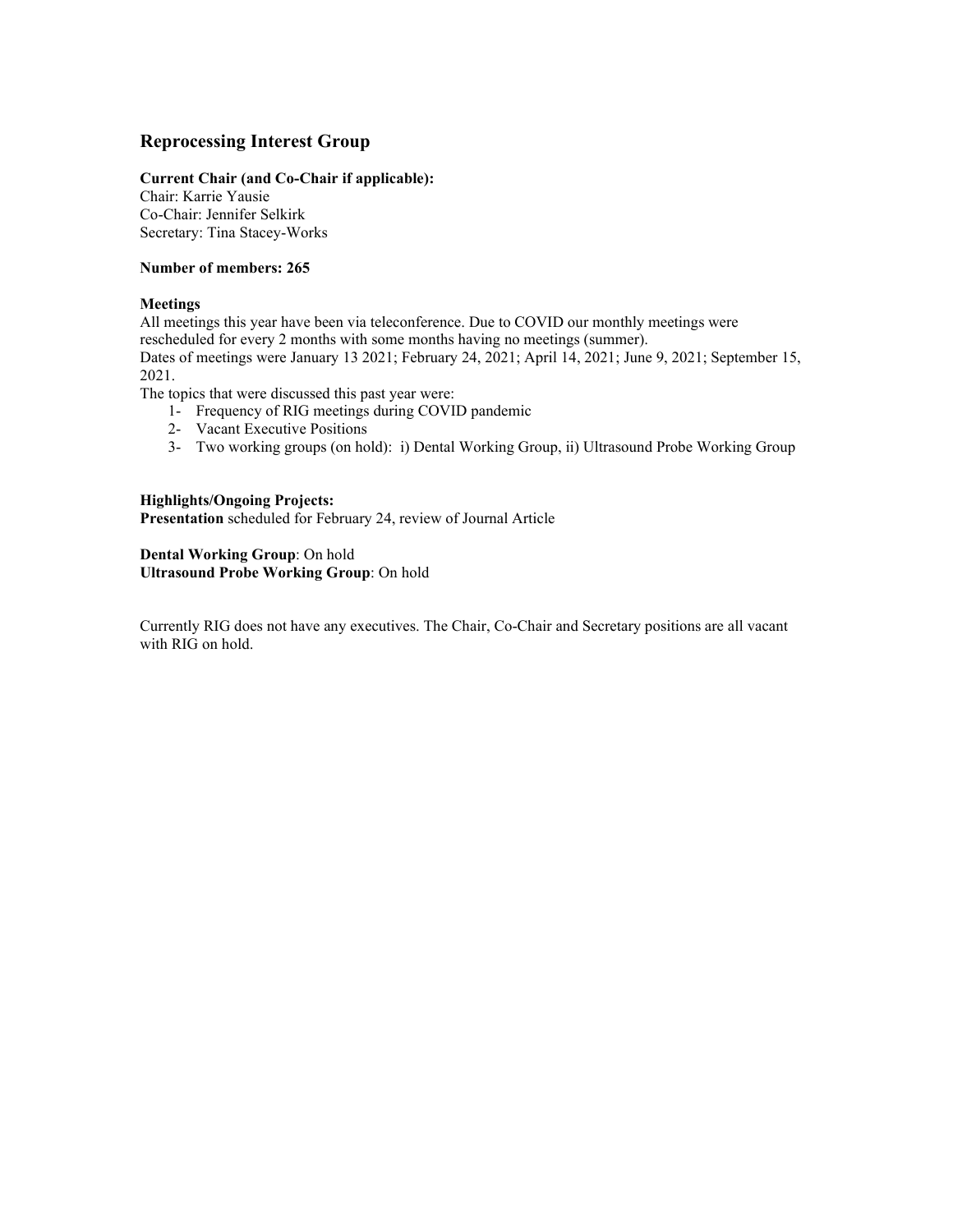## Reprocessing Interest Group

**Current Chair (and Co-Chair if applicable):**
Chair: Karrie Yausie
Co-Chair: Jennifer Selkirk
Secretary: Tina Stacey-Works

**Number of members: 265**

**Meetings**
All meetings this year have been via teleconference. Due to COVID our monthly meetings were rescheduled for every 2 months with some months having no meetings (summer).
Dates of meetings were January 13 2021; February 24, 2021; April 14, 2021; June 9, 2021; September 15, 2021.
The topics that were discussed this past year were:

1- Frequency of RIG meetings during COVID pandemic
2- Vacant Executive Positions
3- Two working groups (on hold): i) Dental Working Group, ii) Ultrasound Probe Working Group

**Highlights/Ongoing Projects:**
**Presentation** scheduled for February 24, review of Journal Article

**Dental Working Group**: On hold
**Ultrasound Probe Working Group**: On hold

Currently RIG does not have any executives. The Chair, Co-Chair and Secretary positions are all vacant with RIG on hold.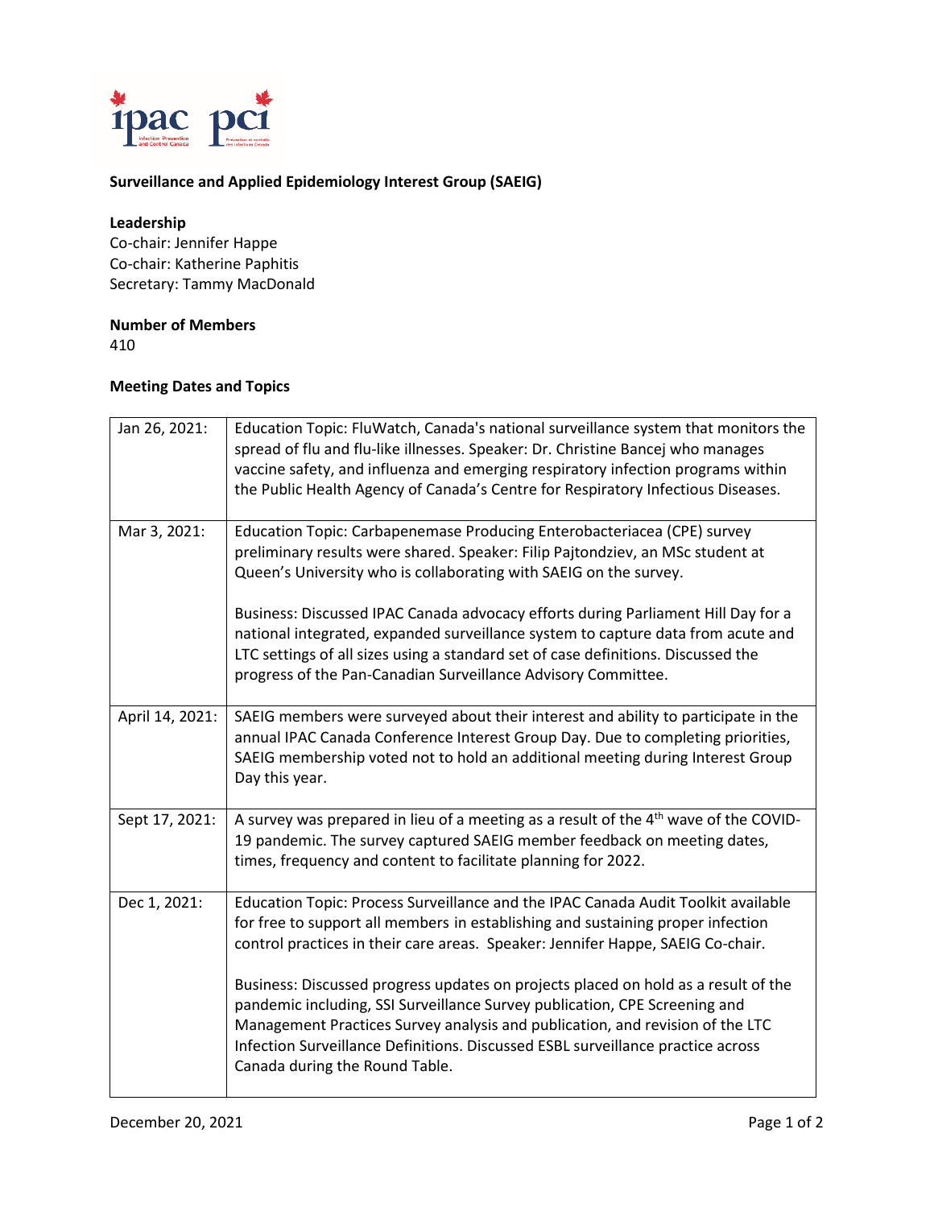**Surveillance and Applied Epidemiology Interest Group (SAEIG)**

**Leadership**
Co-chair: Jennifer Happe
Co-chair: Katherine Paphitis
Secretary: Tammy MacDonald

**Number of Members**
410

**Meeting Dates and Topics**

| | |
|---|---|
| Jan 26, 2021: | Education Topic: FluWatch, Canada's national surveillance system that monitors the spread of flu and flu-like illnesses. Speaker: Dr. Christine Bancej who manages vaccine safety, and influenza and emerging respiratory infection programs within the Public Health Agency of Canada's Centre for Respiratory Infectious Diseases. |
| Mar 3, 2021: | Education Topic: Carbapenemase Producing Enterobacteriacea (CPE) survey preliminary results were shared. Speaker: Filip Pajtondziev, an MSc student at Queen's University who is collaborating with SAEIG on the survey.<br><br>Business: Discussed IPAC Canada advocacy efforts during Parliament Hill Day for a national integrated, expanded surveillance system to capture data from acute and LTC settings of all sizes using a standard set of case definitions. Discussed the progress of the Pan-Canadian Surveillance Advisory Committee. |
| April 14, 2021: | SAEIG members were surveyed about their interest and ability to participate in the annual IPAC Canada Conference Interest Group Day. Due to completing priorities, SAEIG membership voted not to hold an additional meeting during Interest Group Day this year. |
| Sept 17, 2021: | A survey was prepared in lieu of a meeting as a result of the 4th wave of the COVID-19 pandemic. The survey captured SAEIG member feedback on meeting dates, times, frequency and content to facilitate planning for 2022. |
| Dec 1, 2021: | Education Topic: Process Surveillance and the IPAC Canada Audit Toolkit available for free to support all members in establishing and sustaining proper infection control practices in their care areas. Speaker: Jennifer Happe, SAEIG Co-chair.<br><br>Business: Discussed progress updates on projects placed on hold as a result of the pandemic including, SSI Surveillance Survey publication, CPE Screening and Management Practices Survey analysis and publication, and revision of the LTC Infection Surveillance Definitions. Discussed ESBL surveillance practice across Canada during the Round Table. |

December 20, 2021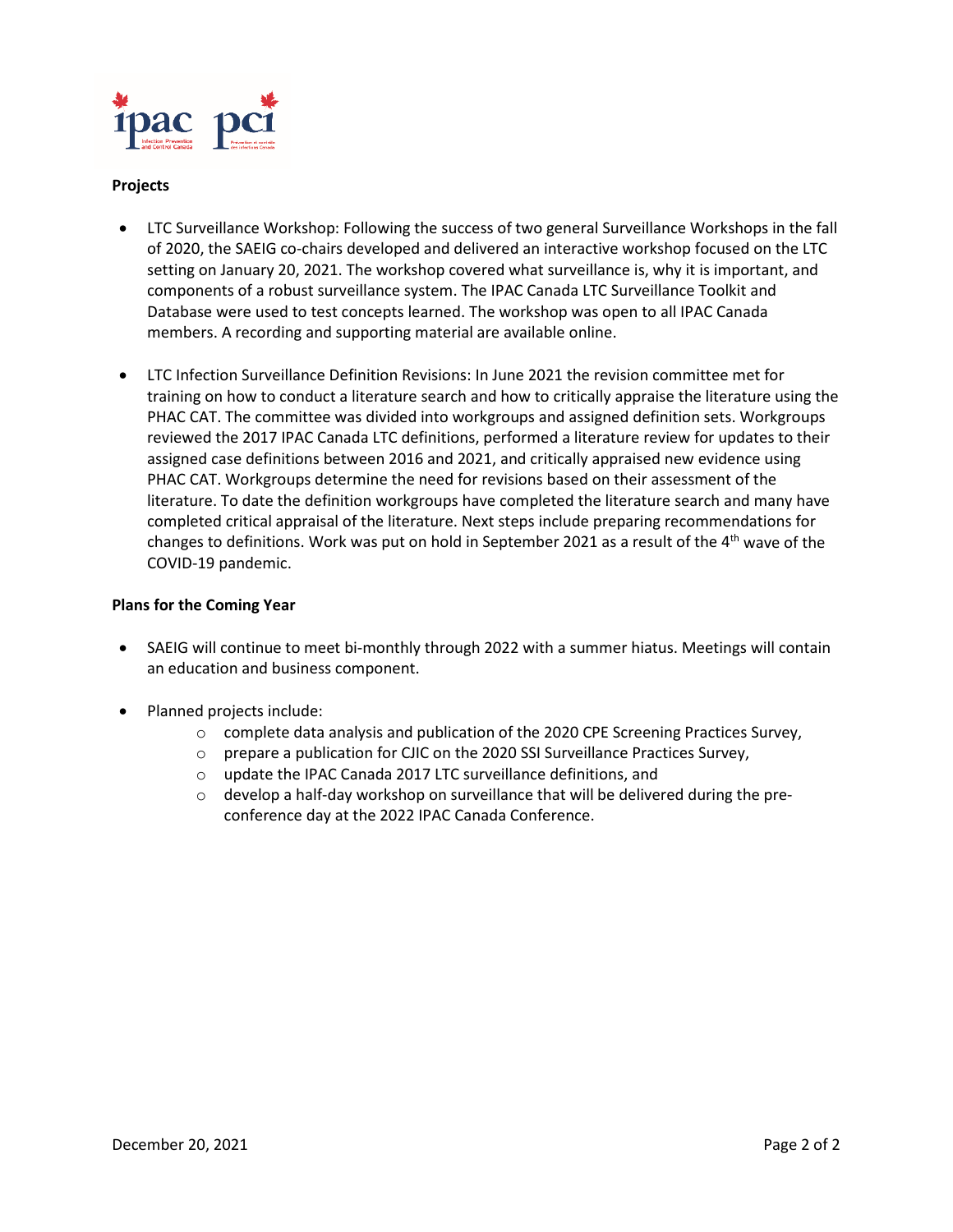**Projects**

- LTC Surveillance Workshop: Following the success of two general Surveillance Workshops in the fall of 2020, the SAEIG co-chairs developed and delivered an interactive workshop focused on the LTC setting on January 20, 2021. The workshop covered what surveillance is, why it is important, and components of a robust surveillance system. The IPAC Canada LTC Surveillance Toolkit and Database were used to test concepts learned. The workshop was open to all IPAC Canada members. A recording and supporting material are available online.

- LTC Infection Surveillance Definition Revisions: In June 2021 the revision committee met for training on how to conduct a literature search and how to critically appraise the literature using the PHAC CAT. The committee was divided into workgroups and assigned definition sets. Workgroups reviewed the 2017 IPAC Canada LTC definitions, performed a literature review for updates to their assigned case definitions between 2016 and 2021, and critically appraised new evidence using PHAC CAT. Workgroups determine the need for revisions based on their assessment of the literature. To date the definition workgroups have completed the literature search and many have completed critical appraisal of the literature. Next steps include preparing recommendations for changes to definitions. Work was put on hold in September 2021 as a result of the 4th wave of the COVID-19 pandemic.

**Plans for the Coming Year**

- SAEIG will continue to meet bi-monthly through 2022 with a summer hiatus. Meetings will contain an education and business component.

- Planned projects include:
  - complete data analysis and publication of the 2020 CPE Screening Practices Survey,
  - prepare a publication for CJIC on the 2020 SSI Surveillance Practices Survey,
  - update the IPAC Canada 2017 LTC surveillance definitions, and
  - develop a half-day workshop on surveillance that will be delivered during the pre-conference day at the 2022 IPAC Canada Conference.

December 20, 2021